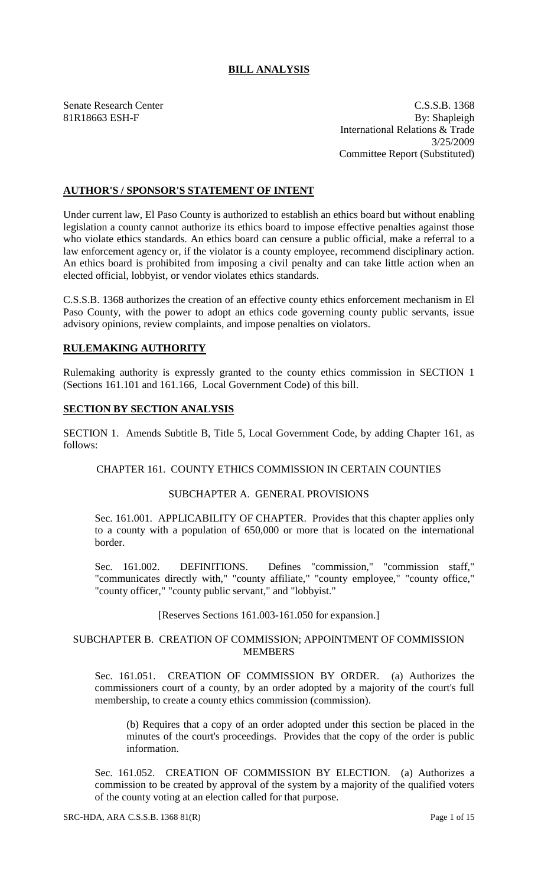# BILL ANALYSIS

Senate Research Center
81R18663 ESH-F

C.S.S.B. 1368
By: Shapleigh
International Relations & Trade
3/25/2009
Committee Report (Substituted)

## AUTHOR'S / SPONSOR'S STATEMENT OF INTENT

Under current law, El Paso County is authorized to establish an ethics board but without enabling legislation a county cannot authorize its ethics board to impose effective penalties against those who violate ethics standards. An ethics board can censure a public official, make a referral to a law enforcement agency or, if the violator is a county employee, recommend disciplinary action. An ethics board is prohibited from imposing a civil penalty and can take little action when an elected official, lobbyist, or vendor violates ethics standards.

C.S.S.B. 1368 authorizes the creation of an effective county ethics enforcement mechanism in El Paso County, with the power to adopt an ethics code governing county public servants, issue advisory opinions, review complaints, and impose penalties on violators.

## RULEMAKING AUTHORITY

Rulemaking authority is expressly granted to the county ethics commission in SECTION 1 (Sections 161.101 and 161.166, Local Government Code) of this bill.

## SECTION BY SECTION ANALYSIS

SECTION 1. Amends Subtitle B, Title 5, Local Government Code, by adding Chapter 161, as follows:

CHAPTER 161. COUNTY ETHICS COMMISSION IN CERTAIN COUNTIES

SUBCHAPTER A. GENERAL PROVISIONS

Sec. 161.001. APPLICABILITY OF CHAPTER. Provides that this chapter applies only to a county with a population of 650,000 or more that is located on the international border.

Sec. 161.002. DEFINITIONS. Defines "commission," "commission staff," "communicates directly with," "county affiliate," "county employee," "county office," "county officer," "county public servant," and "lobbyist."

[Reserves Sections 161.003-161.050 for expansion.]

SUBCHAPTER B. CREATION OF COMMISSION; APPOINTMENT OF COMMISSION MEMBERS

Sec. 161.051. CREATION OF COMMISSION BY ORDER. (a) Authorizes the commissioners court of a county, by an order adopted by a majority of the court's full membership, to create a county ethics commission (commission).

(b) Requires that a copy of an order adopted under this section be placed in the minutes of the court's proceedings. Provides that the copy of the order is public information.

Sec. 161.052. CREATION OF COMMISSION BY ELECTION. (a) Authorizes a commission to be created by approval of the system by a majority of the qualified voters of the county voting at an election called for that purpose.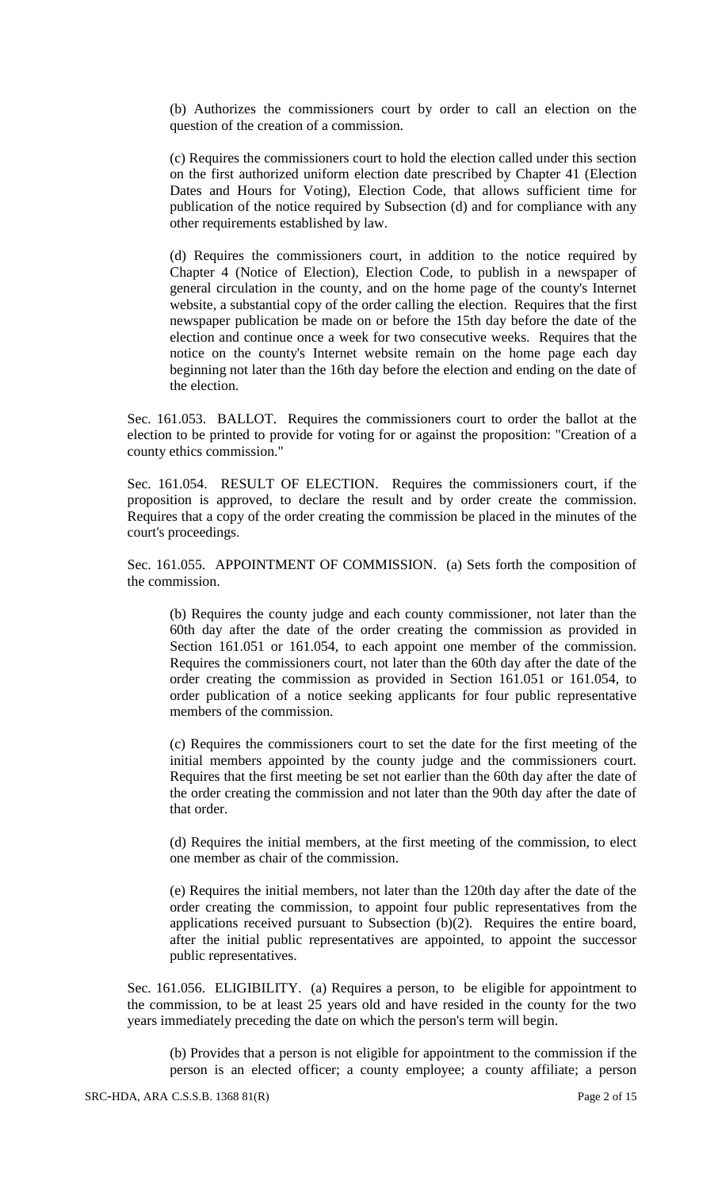(b) Authorizes the commissioners court by order to call an election on the question of the creation of a commission.

(c) Requires the commissioners court to hold the election called under this section on the first authorized uniform election date prescribed by Chapter 41 (Election Dates and Hours for Voting), Election Code, that allows sufficient time for publication of the notice required by Subsection (d) and for compliance with any other requirements established by law.

(d) Requires the commissioners court, in addition to the notice required by Chapter 4 (Notice of Election), Election Code, to publish in a newspaper of general circulation in the county, and on the home page of the county's Internet website, a substantial copy of the order calling the election. Requires that the first newspaper publication be made on or before the 15th day before the date of the election and continue once a week for two consecutive weeks. Requires that the notice on the county's Internet website remain on the home page each day beginning not later than the 16th day before the election and ending on the date of the election.

Sec. 161.053. BALLOT. Requires the commissioners court to order the ballot at the election to be printed to provide for voting for or against the proposition: "Creation of a county ethics commission."

Sec. 161.054. RESULT OF ELECTION. Requires the commissioners court, if the proposition is approved, to declare the result and by order create the commission. Requires that a copy of the order creating the commission be placed in the minutes of the court's proceedings.

Sec. 161.055. APPOINTMENT OF COMMISSION. (a) Sets forth the composition of the commission.

(b) Requires the county judge and each county commissioner, not later than the 60th day after the date of the order creating the commission as provided in Section 161.051 or 161.054, to each appoint one member of the commission. Requires the commissioners court, not later than the 60th day after the date of the order creating the commission as provided in Section 161.051 or 161.054, to order publication of a notice seeking applicants for four public representative members of the commission.

(c) Requires the commissioners court to set the date for the first meeting of the initial members appointed by the county judge and the commissioners court. Requires that the first meeting be set not earlier than the 60th day after the date of the order creating the commission and not later than the 90th day after the date of that order.

(d) Requires the initial members, at the first meeting of the commission, to elect one member as chair of the commission.

(e) Requires the initial members, not later than the 120th day after the date of the order creating the commission, to appoint four public representatives from the applications received pursuant to Subsection (b)(2). Requires the entire board, after the initial public representatives are appointed, to appoint the successor public representatives.

Sec. 161.056. ELIGIBILITY. (a) Requires a person, to be eligible for appointment to the commission, to be at least 25 years old and have resided in the county for the two years immediately preceding the date on which the person's term will begin.

(b) Provides that a person is not eligible for appointment to the commission if the person is an elected officer; a county employee; a county affiliate; a person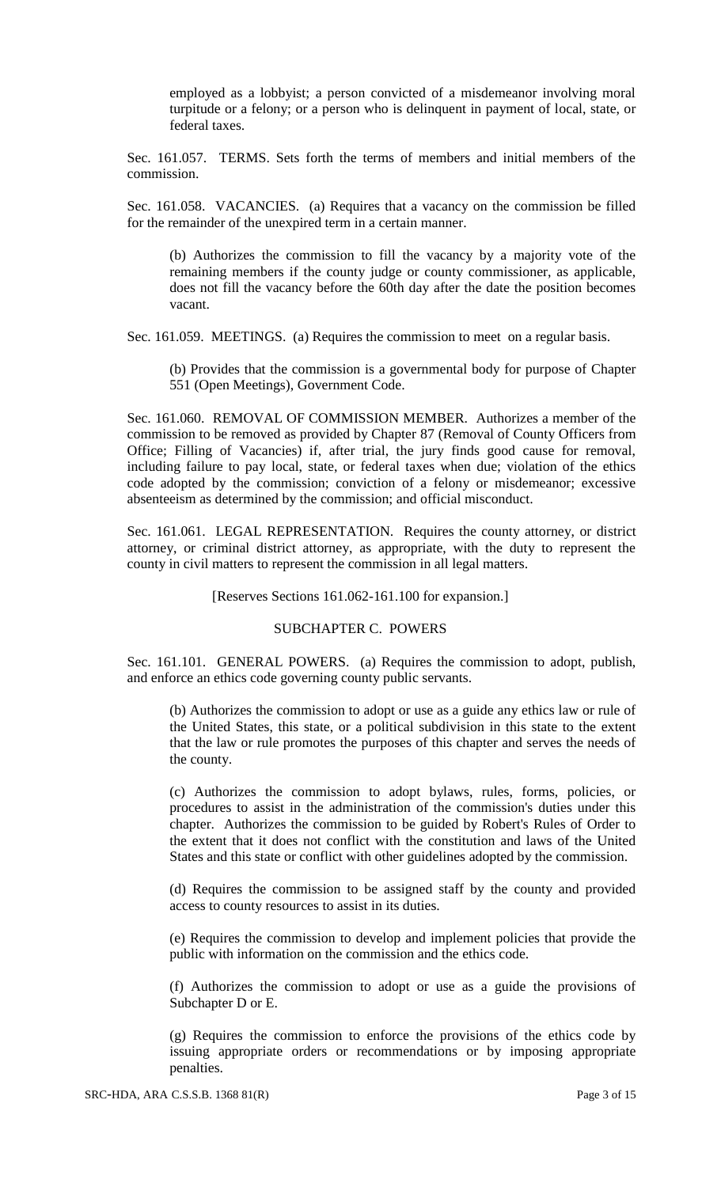employed as a lobbyist; a person convicted of a misdemeanor involving moral turpitude or a felony; or a person who is delinquent in payment of local, state, or federal taxes.

Sec. 161.057. TERMS. Sets forth the terms of members and initial members of the commission.

Sec. 161.058. VACANCIES. (a) Requires that a vacancy on the commission be filled for the remainder of the unexpired term in a certain manner.

(b) Authorizes the commission to fill the vacancy by a majority vote of the remaining members if the county judge or county commissioner, as applicable, does not fill the vacancy before the 60th day after the date the position becomes vacant.

Sec. 161.059. MEETINGS. (a) Requires the commission to meet on a regular basis.

(b) Provides that the commission is a governmental body for purpose of Chapter 551 (Open Meetings), Government Code.

Sec. 161.060. REMOVAL OF COMMISSION MEMBER. Authorizes a member of the commission to be removed as provided by Chapter 87 (Removal of County Officers from Office; Filling of Vacancies) if, after trial, the jury finds good cause for removal, including failure to pay local, state, or federal taxes when due; violation of the ethics code adopted by the commission; conviction of a felony or misdemeanor; excessive absenteeism as determined by the commission; and official misconduct.

Sec. 161.061. LEGAL REPRESENTATION. Requires the county attorney, or district attorney, or criminal district attorney, as appropriate, with the duty to represent the county in civil matters to represent the commission in all legal matters.

[Reserves Sections 161.062-161.100 for expansion.]

## SUBCHAPTER C. POWERS

Sec. 161.101. GENERAL POWERS. (a) Requires the commission to adopt, publish, and enforce an ethics code governing county public servants.

(b) Authorizes the commission to adopt or use as a guide any ethics law or rule of the United States, this state, or a political subdivision in this state to the extent that the law or rule promotes the purposes of this chapter and serves the needs of the county.

(c) Authorizes the commission to adopt bylaws, rules, forms, policies, or procedures to assist in the administration of the commission's duties under this chapter. Authorizes the commission to be guided by Robert's Rules of Order to the extent that it does not conflict with the constitution and laws of the United States and this state or conflict with other guidelines adopted by the commission.

(d) Requires the commission to be assigned staff by the county and provided access to county resources to assist in its duties.

(e) Requires the commission to develop and implement policies that provide the public with information on the commission and the ethics code.

(f) Authorizes the commission to adopt or use as a guide the provisions of Subchapter D or E.

(g) Requires the commission to enforce the provisions of the ethics code by issuing appropriate orders or recommendations or by imposing appropriate penalties.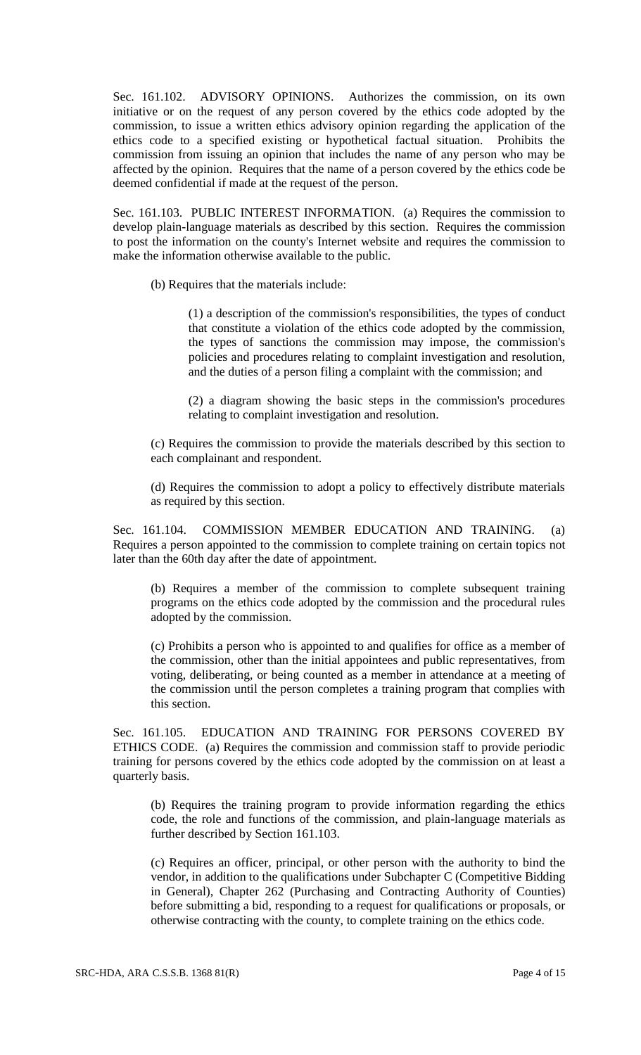Sec. 161.102. ADVISORY OPINIONS. Authorizes the commission, on its own initiative or on the request of any person covered by the ethics code adopted by the commission, to issue a written ethics advisory opinion regarding the application of the ethics code to a specified existing or hypothetical factual situation. Prohibits the commission from issuing an opinion that includes the name of any person who may be affected by the opinion. Requires that the name of a person covered by the ethics code be deemed confidential if made at the request of the person.

Sec. 161.103. PUBLIC INTEREST INFORMATION. (a) Requires the commission to develop plain-language materials as described by this section. Requires the commission to post the information on the county's Internet website and requires the commission to make the information otherwise available to the public.

(b) Requires that the materials include:

(1) a description of the commission's responsibilities, the types of conduct that constitute a violation of the ethics code adopted by the commission, the types of sanctions the commission may impose, the commission's policies and procedures relating to complaint investigation and resolution, and the duties of a person filing a complaint with the commission; and

(2) a diagram showing the basic steps in the commission's procedures relating to complaint investigation and resolution.

(c) Requires the commission to provide the materials described by this section to each complainant and respondent.

(d) Requires the commission to adopt a policy to effectively distribute materials as required by this section.

Sec. 161.104. COMMISSION MEMBER EDUCATION AND TRAINING. (a) Requires a person appointed to the commission to complete training on certain topics not later than the 60th day after the date of appointment.

(b) Requires a member of the commission to complete subsequent training programs on the ethics code adopted by the commission and the procedural rules adopted by the commission.

(c) Prohibits a person who is appointed to and qualifies for office as a member of the commission, other than the initial appointees and public representatives, from voting, deliberating, or being counted as a member in attendance at a meeting of the commission until the person completes a training program that complies with this section.

Sec. 161.105. EDUCATION AND TRAINING FOR PERSONS COVERED BY ETHICS CODE. (a) Requires the commission and commission staff to provide periodic training for persons covered by the ethics code adopted by the commission on at least a quarterly basis.

(b) Requires the training program to provide information regarding the ethics code, the role and functions of the commission, and plain-language materials as further described by Section 161.103.

(c) Requires an officer, principal, or other person with the authority to bind the vendor, in addition to the qualifications under Subchapter C (Competitive Bidding in General), Chapter 262 (Purchasing and Contracting Authority of Counties) before submitting a bid, responding to a request for qualifications or proposals, or otherwise contracting with the county, to complete training on the ethics code.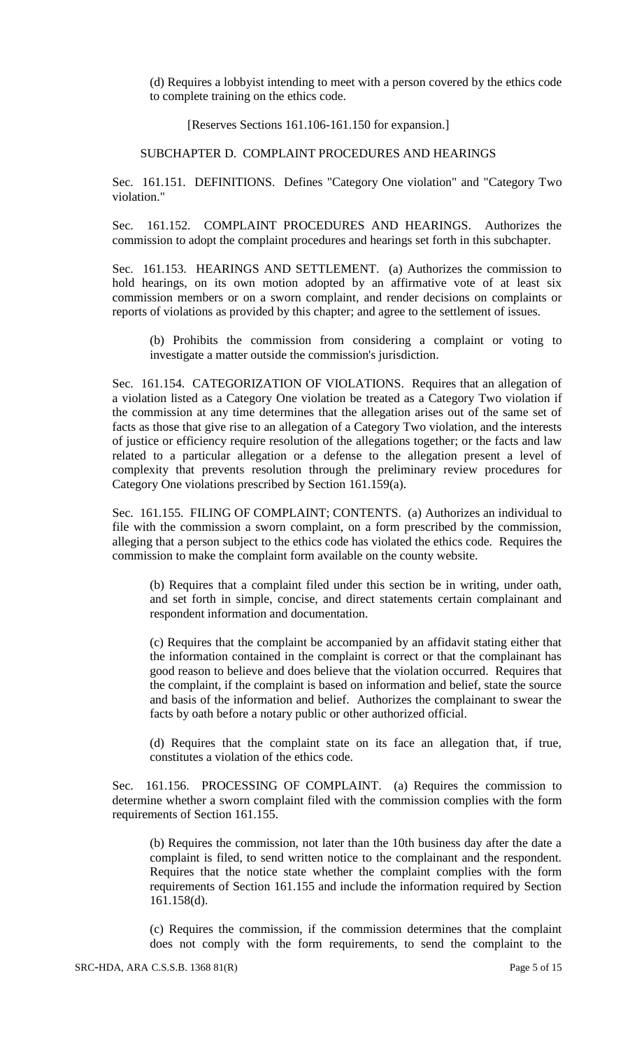(d) Requires a lobbyist intending to meet with a person covered by the ethics code to complete training on the ethics code.

[Reserves Sections 161.106-161.150 for expansion.]

SUBCHAPTER D. COMPLAINT PROCEDURES AND HEARINGS

Sec. 161.151. DEFINITIONS. Defines "Category One violation" and "Category Two violation."

Sec. 161.152. COMPLAINT PROCEDURES AND HEARINGS. Authorizes the commission to adopt the complaint procedures and hearings set forth in this subchapter.

Sec. 161.153. HEARINGS AND SETTLEMENT. (a) Authorizes the commission to hold hearings, on its own motion adopted by an affirmative vote of at least six commission members or on a sworn complaint, and render decisions on complaints or reports of violations as provided by this chapter; and agree to the settlement of issues.

(b) Prohibits the commission from considering a complaint or voting to investigate a matter outside the commission's jurisdiction.

Sec. 161.154. CATEGORIZATION OF VIOLATIONS. Requires that an allegation of a violation listed as a Category One violation be treated as a Category Two violation if the commission at any time determines that the allegation arises out of the same set of facts as those that give rise to an allegation of a Category Two violation, and the interests of justice or efficiency require resolution of the allegations together; or the facts and law related to a particular allegation or a defense to the allegation present a level of complexity that prevents resolution through the preliminary review procedures for Category One violations prescribed by Section 161.159(a).

Sec. 161.155. FILING OF COMPLAINT; CONTENTS. (a) Authorizes an individual to file with the commission a sworn complaint, on a form prescribed by the commission, alleging that a person subject to the ethics code has violated the ethics code. Requires the commission to make the complaint form available on the county website.

(b) Requires that a complaint filed under this section be in writing, under oath, and set forth in simple, concise, and direct statements certain complainant and respondent information and documentation.

(c) Requires that the complaint be accompanied by an affidavit stating either that the information contained in the complaint is correct or that the complainant has good reason to believe and does believe that the violation occurred. Requires that the complaint, if the complaint is based on information and belief, state the source and basis of the information and belief. Authorizes the complainant to swear the facts by oath before a notary public or other authorized official.

(d) Requires that the complaint state on its face an allegation that, if true, constitutes a violation of the ethics code.

Sec. 161.156. PROCESSING OF COMPLAINT. (a) Requires the commission to determine whether a sworn complaint filed with the commission complies with the form requirements of Section 161.155.

(b) Requires the commission, not later than the 10th business day after the date a complaint is filed, to send written notice to the complainant and the respondent. Requires that the notice state whether the complaint complies with the form requirements of Section 161.155 and include the information required by Section 161.158(d).

(c) Requires the commission, if the commission determines that the complaint does not comply with the form requirements, to send the complaint to the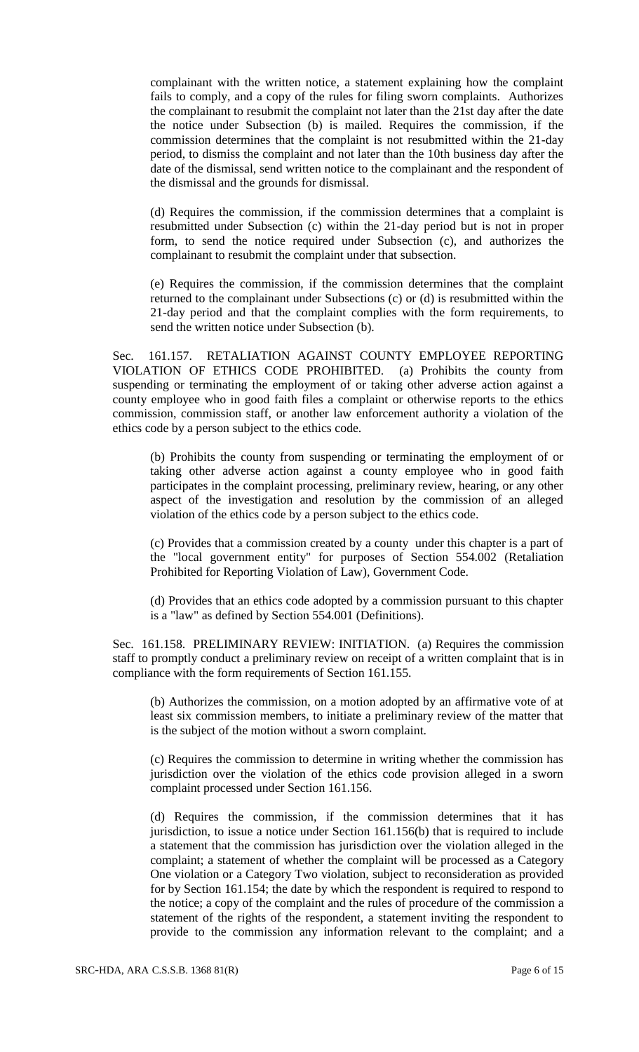complainant with the written notice, a statement explaining how the complaint fails to comply, and a copy of the rules for filing sworn complaints. Authorizes the complainant to resubmit the complaint not later than the 21st day after the date the notice under Subsection (b) is mailed. Requires the commission, if the commission determines that the complaint is not resubmitted within the 21-day period, to dismiss the complaint and not later than the 10th business day after the date of the dismissal, send written notice to the complainant and the respondent of the dismissal and the grounds for dismissal.

(d) Requires the commission, if the commission determines that a complaint is resubmitted under Subsection (c) within the 21-day period but is not in proper form, to send the notice required under Subsection (c), and authorizes the complainant to resubmit the complaint under that subsection.

(e) Requires the commission, if the commission determines that the complaint returned to the complainant under Subsections (c) or (d) is resubmitted within the 21-day period and that the complaint complies with the form requirements, to send the written notice under Subsection (b).

Sec. 161.157. RETALIATION AGAINST COUNTY EMPLOYEE REPORTING VIOLATION OF ETHICS CODE PROHIBITED. (a) Prohibits the county from suspending or terminating the employment of or taking other adverse action against a county employee who in good faith files a complaint or otherwise reports to the ethics commission, commission staff, or another law enforcement authority a violation of the ethics code by a person subject to the ethics code.

(b) Prohibits the county from suspending or terminating the employment of or taking other adverse action against a county employee who in good faith participates in the complaint processing, preliminary review, hearing, or any other aspect of the investigation and resolution by the commission of an alleged violation of the ethics code by a person subject to the ethics code.

(c) Provides that a commission created by a county under this chapter is a part of the "local government entity" for purposes of Section 554.002 (Retaliation Prohibited for Reporting Violation of Law), Government Code.

(d) Provides that an ethics code adopted by a commission pursuant to this chapter is a "law" as defined by Section 554.001 (Definitions).

Sec. 161.158. PRELIMINARY REVIEW: INITIATION. (a) Requires the commission staff to promptly conduct a preliminary review on receipt of a written complaint that is in compliance with the form requirements of Section 161.155.

(b) Authorizes the commission, on a motion adopted by an affirmative vote of at least six commission members, to initiate a preliminary review of the matter that is the subject of the motion without a sworn complaint.

(c) Requires the commission to determine in writing whether the commission has jurisdiction over the violation of the ethics code provision alleged in a sworn complaint processed under Section 161.156.

(d) Requires the commission, if the commission determines that it has jurisdiction, to issue a notice under Section 161.156(b) that is required to include a statement that the commission has jurisdiction over the violation alleged in the complaint; a statement of whether the complaint will be processed as a Category One violation or a Category Two violation, subject to reconsideration as provided for by Section 161.154; the date by which the respondent is required to respond to the notice; a copy of the complaint and the rules of procedure of the commission a statement of the rights of the respondent, a statement inviting the respondent to provide to the commission any information relevant to the complaint; and a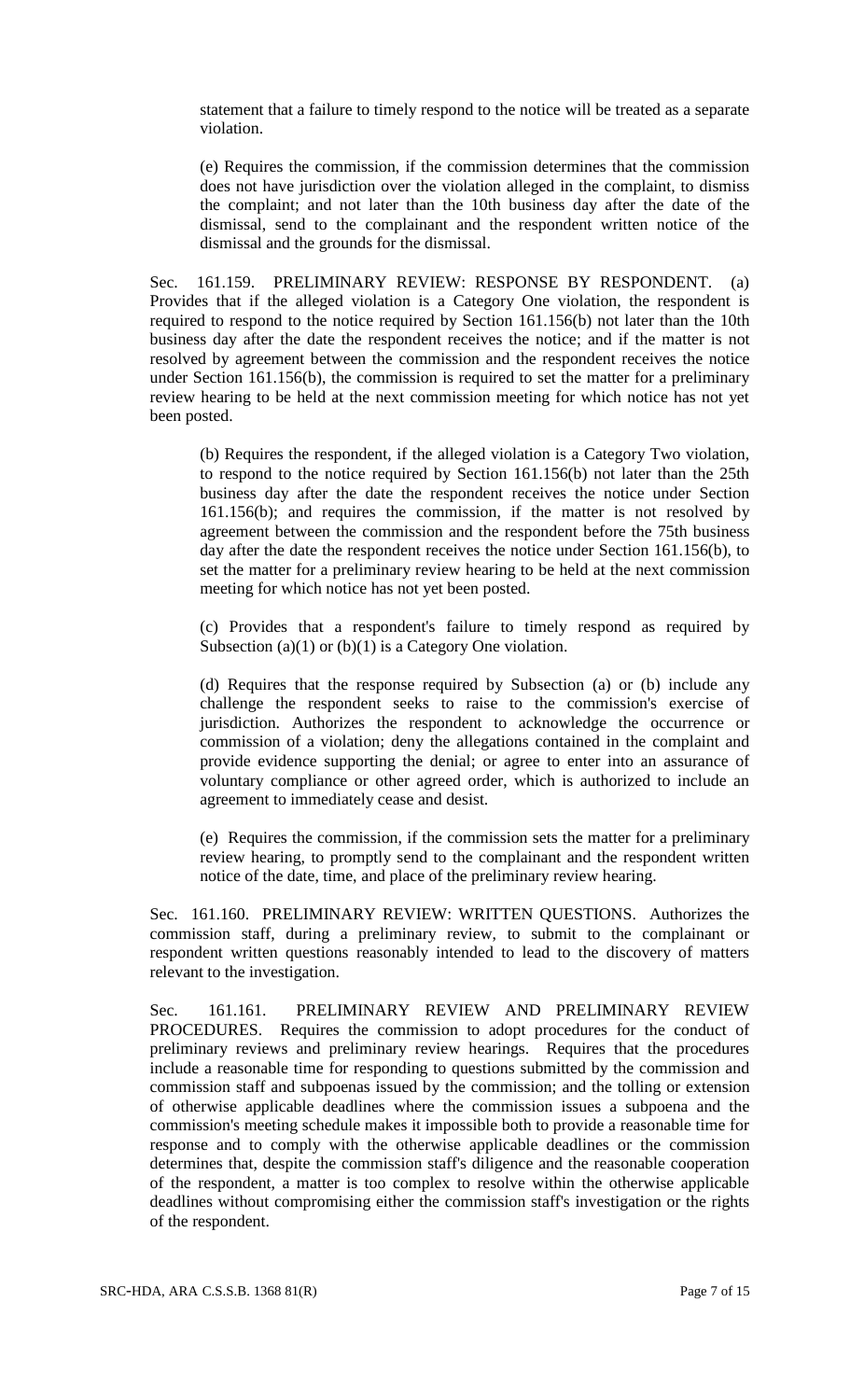statement that a failure to timely respond to the notice will be treated as a separate violation.

(e) Requires the commission, if the commission determines that the commission does not have jurisdiction over the violation alleged in the complaint, to dismiss the complaint; and not later than the 10th business day after the date of the dismissal, send to the complainant and the respondent written notice of the dismissal and the grounds for the dismissal.

Sec. 161.159. PRELIMINARY REVIEW: RESPONSE BY RESPONDENT. (a) Provides that if the alleged violation is a Category One violation, the respondent is required to respond to the notice required by Section 161.156(b) not later than the 10th business day after the date the respondent receives the notice; and if the matter is not resolved by agreement between the commission and the respondent receives the notice under Section 161.156(b), the commission is required to set the matter for a preliminary review hearing to be held at the next commission meeting for which notice has not yet been posted.

(b) Requires the respondent, if the alleged violation is a Category Two violation, to respond to the notice required by Section 161.156(b) not later than the 25th business day after the date the respondent receives the notice under Section 161.156(b); and requires the commission, if the matter is not resolved by agreement between the commission and the respondent before the 75th business day after the date the respondent receives the notice under Section 161.156(b), to set the matter for a preliminary review hearing to be held at the next commission meeting for which notice has not yet been posted.

(c) Provides that a respondent's failure to timely respond as required by Subsection (a)(1) or (b)(1) is a Category One violation.

(d) Requires that the response required by Subsection (a) or (b) include any challenge the respondent seeks to raise to the commission's exercise of jurisdiction. Authorizes the respondent to acknowledge the occurrence or commission of a violation; deny the allegations contained in the complaint and provide evidence supporting the denial; or agree to enter into an assurance of voluntary compliance or other agreed order, which is authorized to include an agreement to immediately cease and desist.

(e) Requires the commission, if the commission sets the matter for a preliminary review hearing, to promptly send to the complainant and the respondent written notice of the date, time, and place of the preliminary review hearing.

Sec. 161.160. PRELIMINARY REVIEW: WRITTEN QUESTIONS. Authorizes the commission staff, during a preliminary review, to submit to the complainant or respondent written questions reasonably intended to lead to the discovery of matters relevant to the investigation.

Sec. 161.161. PRELIMINARY REVIEW AND PRELIMINARY REVIEW PROCEDURES. Requires the commission to adopt procedures for the conduct of preliminary reviews and preliminary review hearings. Requires that the procedures include a reasonable time for responding to questions submitted by the commission and commission staff and subpoenas issued by the commission; and the tolling or extension of otherwise applicable deadlines where the commission issues a subpoena and the commission's meeting schedule makes it impossible both to provide a reasonable time for response and to comply with the otherwise applicable deadlines or the commission determines that, despite the commission staff's diligence and the reasonable cooperation of the respondent, a matter is too complex to resolve within the otherwise applicable deadlines without compromising either the commission staff's investigation or the rights of the respondent.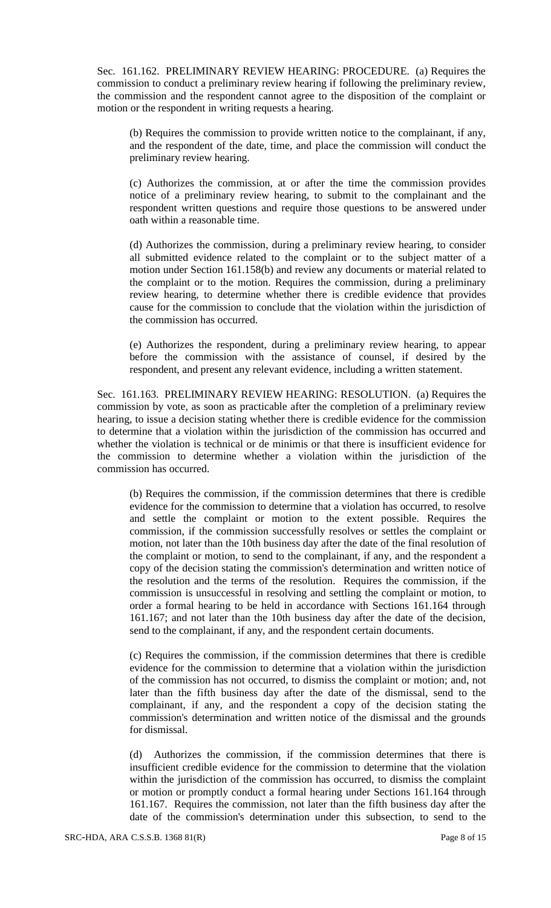Sec. 161.162. PRELIMINARY REVIEW HEARING: PROCEDURE. (a) Requires the commission to conduct a preliminary review hearing if following the preliminary review, the commission and the respondent cannot agree to the disposition of the complaint or motion or the respondent in writing requests a hearing.

(b) Requires the commission to provide written notice to the complainant, if any, and the respondent of the date, time, and place the commission will conduct the preliminary review hearing.

(c) Authorizes the commission, at or after the time the commission provides notice of a preliminary review hearing, to submit to the complainant and the respondent written questions and require those questions to be answered under oath within a reasonable time.

(d) Authorizes the commission, during a preliminary review hearing, to consider all submitted evidence related to the complaint or to the subject matter of a motion under Section 161.158(b) and review any documents or material related to the complaint or to the motion. Requires the commission, during a preliminary review hearing, to determine whether there is credible evidence that provides cause for the commission to conclude that the violation within the jurisdiction of the commission has occurred.

(e) Authorizes the respondent, during a preliminary review hearing, to appear before the commission with the assistance of counsel, if desired by the respondent, and present any relevant evidence, including a written statement.

Sec. 161.163. PRELIMINARY REVIEW HEARING: RESOLUTION. (a) Requires the commission by vote, as soon as practicable after the completion of a preliminary review hearing, to issue a decision stating whether there is credible evidence for the commission to determine that a violation within the jurisdiction of the commission has occurred and whether the violation is technical or de minimis or that there is insufficient evidence for the commission to determine whether a violation within the jurisdiction of the commission has occurred.

(b) Requires the commission, if the commission determines that there is credible evidence for the commission to determine that a violation has occurred, to resolve and settle the complaint or motion to the extent possible. Requires the commission, if the commission successfully resolves or settles the complaint or motion, not later than the 10th business day after the date of the final resolution of the complaint or motion, to send to the complainant, if any, and the respondent a copy of the decision stating the commission's determination and written notice of the resolution and the terms of the resolution. Requires the commission, if the commission is unsuccessful in resolving and settling the complaint or motion, to order a formal hearing to be held in accordance with Sections 161.164 through 161.167; and not later than the 10th business day after the date of the decision, send to the complainant, if any, and the respondent certain documents.

(c) Requires the commission, if the commission determines that there is credible evidence for the commission to determine that a violation within the jurisdiction of the commission has not occurred, to dismiss the complaint or motion; and, not later than the fifth business day after the date of the dismissal, send to the complainant, if any, and the respondent a copy of the decision stating the commission's determination and written notice of the dismissal and the grounds for dismissal.

(d) Authorizes the commission, if the commission determines that there is insufficient credible evidence for the commission to determine that the violation within the jurisdiction of the commission has occurred, to dismiss the complaint or motion or promptly conduct a formal hearing under Sections 161.164 through 161.167. Requires the commission, not later than the fifth business day after the date of the commission's determination under this subsection, to send to the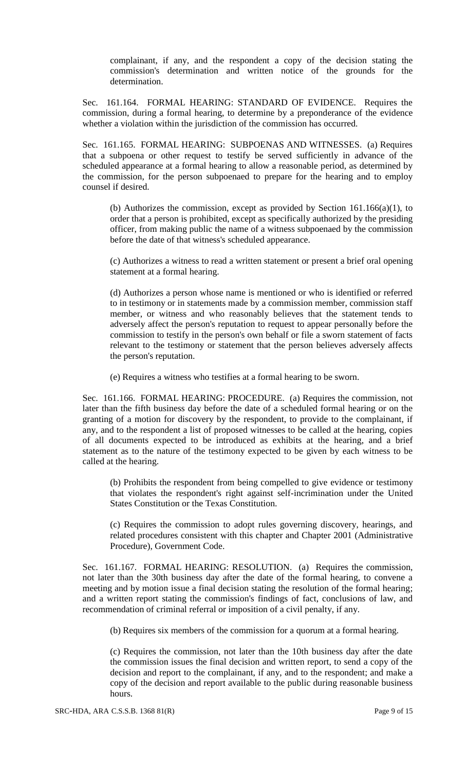complainant, if any, and the respondent a copy of the decision stating the commission's determination and written notice of the grounds for the determination.

Sec. 161.164. FORMAL HEARING: STANDARD OF EVIDENCE. Requires the commission, during a formal hearing, to determine by a preponderance of the evidence whether a violation within the jurisdiction of the commission has occurred.

Sec. 161.165. FORMAL HEARING: SUBPOENAS AND WITNESSES. (a) Requires that a subpoena or other request to testify be served sufficiently in advance of the scheduled appearance at a formal hearing to allow a reasonable period, as determined by the commission, for the person subpoenaed to prepare for the hearing and to employ counsel if desired.

(b) Authorizes the commission, except as provided by Section 161.166(a)(1), to order that a person is prohibited, except as specifically authorized by the presiding officer, from making public the name of a witness subpoenaed by the commission before the date of that witness's scheduled appearance.

(c) Authorizes a witness to read a written statement or present a brief oral opening statement at a formal hearing.

(d) Authorizes a person whose name is mentioned or who is identified or referred to in testimony or in statements made by a commission member, commission staff member, or witness and who reasonably believes that the statement tends to adversely affect the person's reputation to request to appear personally before the commission to testify in the person's own behalf or file a sworn statement of facts relevant to the testimony or statement that the person believes adversely affects the person's reputation.

(e) Requires a witness who testifies at a formal hearing to be sworn.

Sec. 161.166. FORMAL HEARING: PROCEDURE. (a) Requires the commission, not later than the fifth business day before the date of a scheduled formal hearing or on the granting of a motion for discovery by the respondent, to provide to the complainant, if any, and to the respondent a list of proposed witnesses to be called at the hearing, copies of all documents expected to be introduced as exhibits at the hearing, and a brief statement as to the nature of the testimony expected to be given by each witness to be called at the hearing.

(b) Prohibits the respondent from being compelled to give evidence or testimony that violates the respondent's right against self-incrimination under the United States Constitution or the Texas Constitution.

(c) Requires the commission to adopt rules governing discovery, hearings, and related procedures consistent with this chapter and Chapter 2001 (Administrative Procedure), Government Code.

Sec. 161.167. FORMAL HEARING: RESOLUTION. (a) Requires the commission, not later than the 30th business day after the date of the formal hearing, to convene a meeting and by motion issue a final decision stating the resolution of the formal hearing; and a written report stating the commission's findings of fact, conclusions of law, and recommendation of criminal referral or imposition of a civil penalty, if any.

(b) Requires six members of the commission for a quorum at a formal hearing.

(c) Requires the commission, not later than the 10th business day after the date the commission issues the final decision and written report, to send a copy of the decision and report to the complainant, if any, and to the respondent; and make a copy of the decision and report available to the public during reasonable business hours.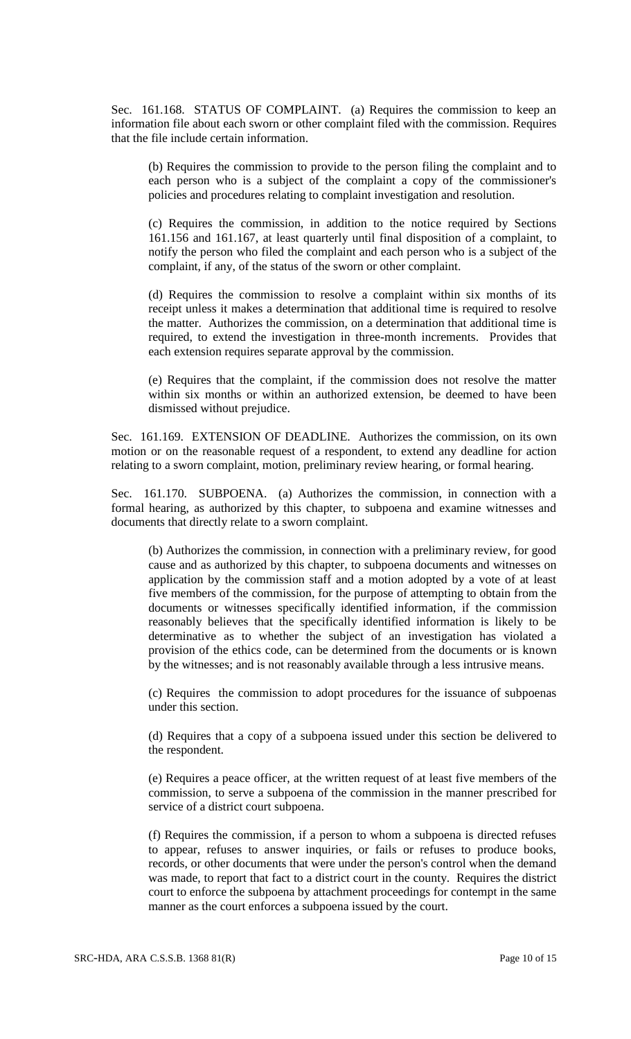Sec. 161.168. STATUS OF COMPLAINT. (a) Requires the commission to keep an information file about each sworn or other complaint filed with the commission. Requires that the file include certain information.

(b) Requires the commission to provide to the person filing the complaint and to each person who is a subject of the complaint a copy of the commissioner's policies and procedures relating to complaint investigation and resolution.

(c) Requires the commission, in addition to the notice required by Sections 161.156 and 161.167, at least quarterly until final disposition of a complaint, to notify the person who filed the complaint and each person who is a subject of the complaint, if any, of the status of the sworn or other complaint.

(d) Requires the commission to resolve a complaint within six months of its receipt unless it makes a determination that additional time is required to resolve the matter. Authorizes the commission, on a determination that additional time is required, to extend the investigation in three-month increments. Provides that each extension requires separate approval by the commission.

(e) Requires that the complaint, if the commission does not resolve the matter within six months or within an authorized extension, be deemed to have been dismissed without prejudice.

Sec. 161.169. EXTENSION OF DEADLINE. Authorizes the commission, on its own motion or on the reasonable request of a respondent, to extend any deadline for action relating to a sworn complaint, motion, preliminary review hearing, or formal hearing.

Sec. 161.170. SUBPOENA. (a) Authorizes the commission, in connection with a formal hearing, as authorized by this chapter, to subpoena and examine witnesses and documents that directly relate to a sworn complaint.

(b) Authorizes the commission, in connection with a preliminary review, for good cause and as authorized by this chapter, to subpoena documents and witnesses on application by the commission staff and a motion adopted by a vote of at least five members of the commission, for the purpose of attempting to obtain from the documents or witnesses specifically identified information, if the commission reasonably believes that the specifically identified information is likely to be determinative as to whether the subject of an investigation has violated a provision of the ethics code, can be determined from the documents or is known by the witnesses; and is not reasonably available through a less intrusive means.

(c) Requires the commission to adopt procedures for the issuance of subpoenas under this section.

(d) Requires that a copy of a subpoena issued under this section be delivered to the respondent.

(e) Requires a peace officer, at the written request of at least five members of the commission, to serve a subpoena of the commission in the manner prescribed for service of a district court subpoena.

(f) Requires the commission, if a person to whom a subpoena is directed refuses to appear, refuses to answer inquiries, or fails or refuses to produce books, records, or other documents that were under the person's control when the demand was made, to report that fact to a district court in the county. Requires the district court to enforce the subpoena by attachment proceedings for contempt in the same manner as the court enforces a subpoena issued by the court.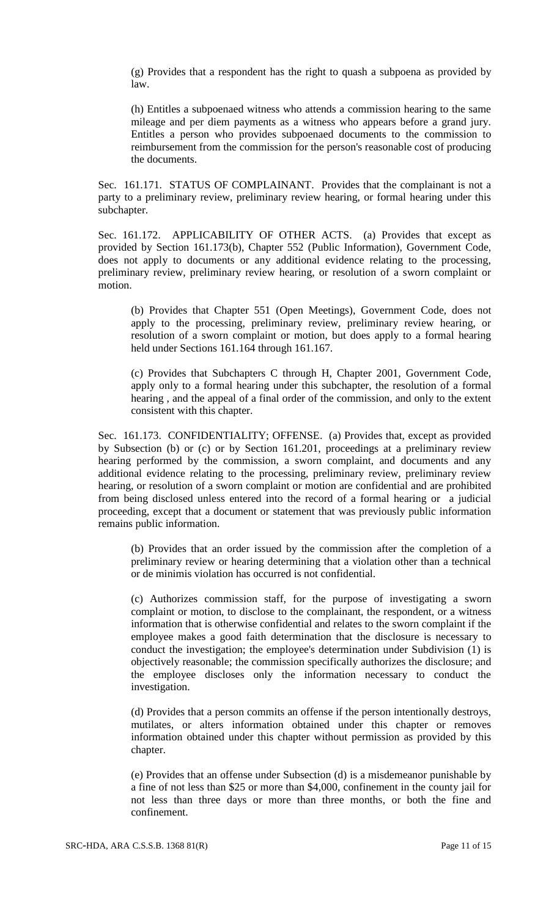(g) Provides that a respondent has the right to quash a subpoena as provided by law.

(h) Entitles a subpoenaed witness who attends a commission hearing to the same mileage and per diem payments as a witness who appears before a grand jury. Entitles a person who provides subpoenaed documents to the commission to reimbursement from the commission for the person's reasonable cost of producing the documents.

Sec. 161.171. STATUS OF COMPLAINANT. Provides that the complainant is not a party to a preliminary review, preliminary review hearing, or formal hearing under this subchapter.

Sec. 161.172. APPLICABILITY OF OTHER ACTS. (a) Provides that except as provided by Section 161.173(b), Chapter 552 (Public Information), Government Code, does not apply to documents or any additional evidence relating to the processing, preliminary review, preliminary review hearing, or resolution of a sworn complaint or motion.

(b) Provides that Chapter 551 (Open Meetings), Government Code, does not apply to the processing, preliminary review, preliminary review hearing, or resolution of a sworn complaint or motion, but does apply to a formal hearing held under Sections 161.164 through 161.167.

(c) Provides that Subchapters C through H, Chapter 2001, Government Code, apply only to a formal hearing under this subchapter, the resolution of a formal hearing , and the appeal of a final order of the commission, and only to the extent consistent with this chapter.

Sec. 161.173. CONFIDENTIALITY; OFFENSE. (a) Provides that, except as provided by Subsection (b) or (c) or by Section 161.201, proceedings at a preliminary review hearing performed by the commission, a sworn complaint, and documents and any additional evidence relating to the processing, preliminary review, preliminary review hearing, or resolution of a sworn complaint or motion are confidential and are prohibited from being disclosed unless entered into the record of a formal hearing or a judicial proceeding, except that a document or statement that was previously public information remains public information.

(b) Provides that an order issued by the commission after the completion of a preliminary review or hearing determining that a violation other than a technical or de minimis violation has occurred is not confidential.

(c) Authorizes commission staff, for the purpose of investigating a sworn complaint or motion, to disclose to the complainant, the respondent, or a witness information that is otherwise confidential and relates to the sworn complaint if the employee makes a good faith determination that the disclosure is necessary to conduct the investigation; the employee's determination under Subdivision (1) is objectively reasonable; the commission specifically authorizes the disclosure; and the employee discloses only the information necessary to conduct the investigation.

(d) Provides that a person commits an offense if the person intentionally destroys, mutilates, or alters information obtained under this chapter or removes information obtained under this chapter without permission as provided by this chapter.

(e) Provides that an offense under Subsection (d) is a misdemeanor punishable by a fine of not less than $25 or more than $4,000, confinement in the county jail for not less than three days or more than three months, or both the fine and confinement.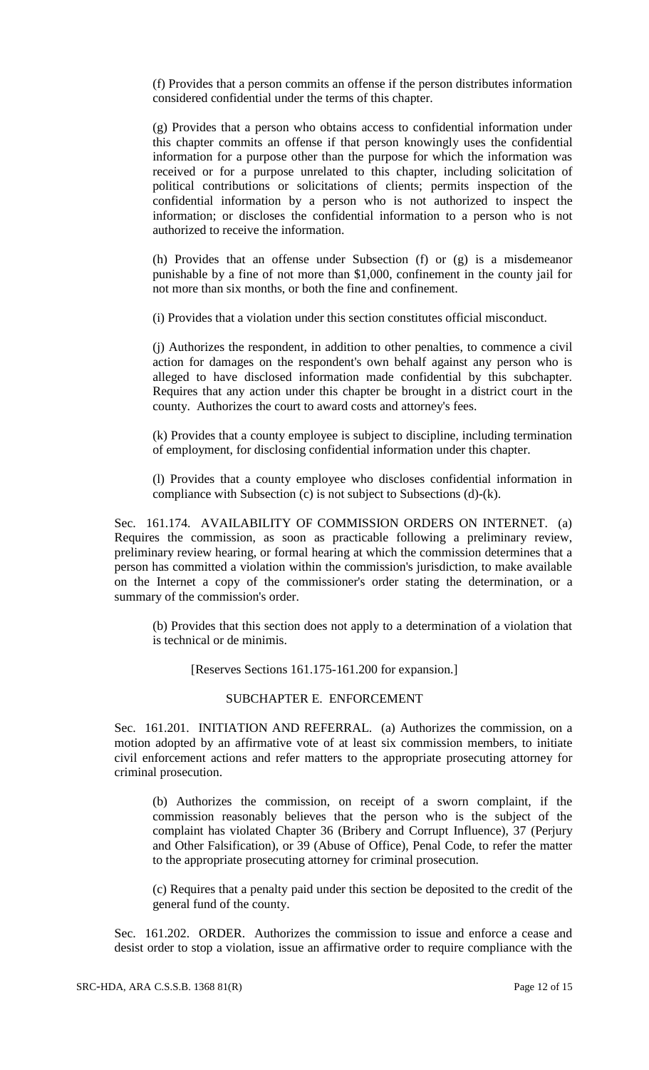(f) Provides that a person commits an offense if the person distributes information considered confidential under the terms of this chapter.

(g) Provides that a person who obtains access to confidential information under this chapter commits an offense if that person knowingly uses the confidential information for a purpose other than the purpose for which the information was received or for a purpose unrelated to this chapter, including solicitation of political contributions or solicitations of clients; permits inspection of the confidential information by a person who is not authorized to inspect the information; or discloses the confidential information to a person who is not authorized to receive the information.

(h) Provides that an offense under Subsection (f) or (g) is a misdemeanor punishable by a fine of not more than $1,000, confinement in the county jail for not more than six months, or both the fine and confinement.

(i) Provides that a violation under this section constitutes official misconduct.

(j) Authorizes the respondent, in addition to other penalties, to commence a civil action for damages on the respondent's own behalf against any person who is alleged to have disclosed information made confidential by this subchapter. Requires that any action under this chapter be brought in a district court in the county. Authorizes the court to award costs and attorney's fees.

(k) Provides that a county employee is subject to discipline, including termination of employment, for disclosing confidential information under this chapter.

(l) Provides that a county employee who discloses confidential information in compliance with Subsection (c) is not subject to Subsections (d)-(k).

Sec. 161.174. AVAILABILITY OF COMMISSION ORDERS ON INTERNET. (a) Requires the commission, as soon as practicable following a preliminary review, preliminary review hearing, or formal hearing at which the commission determines that a person has committed a violation within the commission's jurisdiction, to make available on the Internet a copy of the commissioner's order stating the determination, or a summary of the commission's order.

(b) Provides that this section does not apply to a determination of a violation that is technical or de minimis.

[Reserves Sections 161.175-161.200 for expansion.]

SUBCHAPTER E. ENFORCEMENT

Sec. 161.201. INITIATION AND REFERRAL. (a) Authorizes the commission, on a motion adopted by an affirmative vote of at least six commission members, to initiate civil enforcement actions and refer matters to the appropriate prosecuting attorney for criminal prosecution.

(b) Authorizes the commission, on receipt of a sworn complaint, if the commission reasonably believes that the person who is the subject of the complaint has violated Chapter 36 (Bribery and Corrupt Influence), 37 (Perjury and Other Falsification), or 39 (Abuse of Office), Penal Code, to refer the matter to the appropriate prosecuting attorney for criminal prosecution.

(c) Requires that a penalty paid under this section be deposited to the credit of the general fund of the county.

Sec. 161.202. ORDER. Authorizes the commission to issue and enforce a cease and desist order to stop a violation, issue an affirmative order to require compliance with the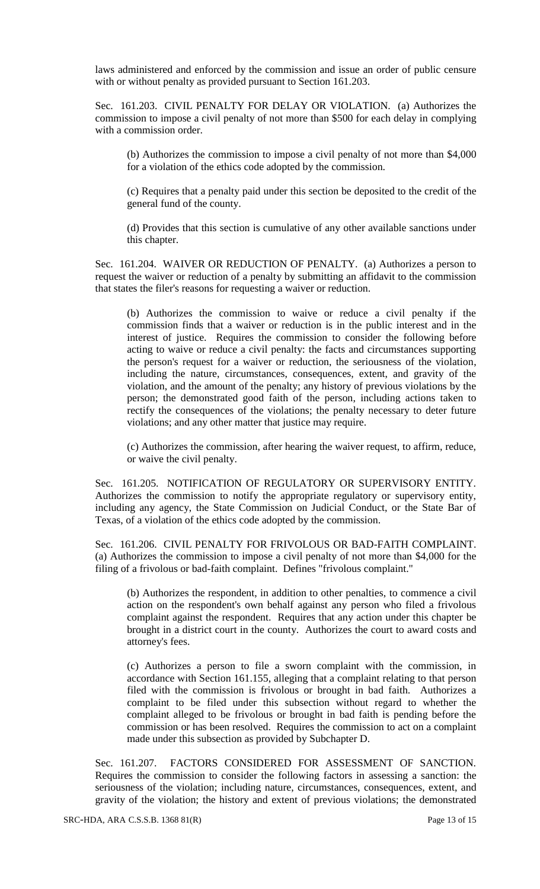laws administered and enforced by the commission and issue an order of public censure with or without penalty as provided pursuant to Section 161.203.

Sec. 161.203. CIVIL PENALTY FOR DELAY OR VIOLATION. (a) Authorizes the commission to impose a civil penalty of not more than $500 for each delay in complying with a commission order.

(b) Authorizes the commission to impose a civil penalty of not more than $4,000 for a violation of the ethics code adopted by the commission.

(c) Requires that a penalty paid under this section be deposited to the credit of the general fund of the county.

(d) Provides that this section is cumulative of any other available sanctions under this chapter.

Sec. 161.204. WAIVER OR REDUCTION OF PENALTY. (a) Authorizes a person to request the waiver or reduction of a penalty by submitting an affidavit to the commission that states the filer's reasons for requesting a waiver or reduction.

(b) Authorizes the commission to waive or reduce a civil penalty if the commission finds that a waiver or reduction is in the public interest and in the interest of justice. Requires the commission to consider the following before acting to waive or reduce a civil penalty: the facts and circumstances supporting the person's request for a waiver or reduction, the seriousness of the violation, including the nature, circumstances, consequences, extent, and gravity of the violation, and the amount of the penalty; any history of previous violations by the person; the demonstrated good faith of the person, including actions taken to rectify the consequences of the violations; the penalty necessary to deter future violations; and any other matter that justice may require.

(c) Authorizes the commission, after hearing the waiver request, to affirm, reduce, or waive the civil penalty.

Sec. 161.205. NOTIFICATION OF REGULATORY OR SUPERVISORY ENTITY. Authorizes the commission to notify the appropriate regulatory or supervisory entity, including any agency, the State Commission on Judicial Conduct, or the State Bar of Texas, of a violation of the ethics code adopted by the commission.

Sec. 161.206. CIVIL PENALTY FOR FRIVOLOUS OR BAD-FAITH COMPLAINT. (a) Authorizes the commission to impose a civil penalty of not more than $4,000 for the filing of a frivolous or bad-faith complaint. Defines "frivolous complaint."

(b) Authorizes the respondent, in addition to other penalties, to commence a civil action on the respondent's own behalf against any person who filed a frivolous complaint against the respondent. Requires that any action under this chapter be brought in a district court in the county. Authorizes the court to award costs and attorney's fees.

(c) Authorizes a person to file a sworn complaint with the commission, in accordance with Section 161.155, alleging that a complaint relating to that person filed with the commission is frivolous or brought in bad faith. Authorizes a complaint to be filed under this subsection without regard to whether the complaint alleged to be frivolous or brought in bad faith is pending before the commission or has been resolved. Requires the commission to act on a complaint made under this subsection as provided by Subchapter D.

Sec. 161.207. FACTORS CONSIDERED FOR ASSESSMENT OF SANCTION. Requires the commission to consider the following factors in assessing a sanction: the seriousness of the violation; including nature, circumstances, consequences, extent, and gravity of the violation; the history and extent of previous violations; the demonstrated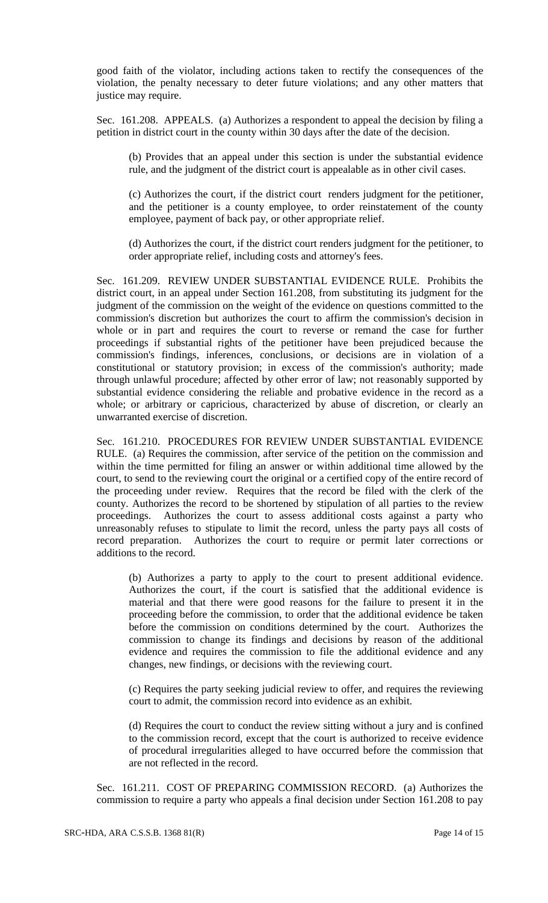good faith of the violator, including actions taken to rectify the consequences of the violation, the penalty necessary to deter future violations; and any other matters that justice may require.

Sec. 161.208. APPEALS. (a) Authorizes a respondent to appeal the decision by filing a petition in district court in the county within 30 days after the date of the decision.

(b) Provides that an appeal under this section is under the substantial evidence rule, and the judgment of the district court is appealable as in other civil cases.

(c) Authorizes the court, if the district court renders judgment for the petitioner, and the petitioner is a county employee, to order reinstatement of the county employee, payment of back pay, or other appropriate relief.

(d) Authorizes the court, if the district court renders judgment for the petitioner, to order appropriate relief, including costs and attorney's fees.

Sec. 161.209. REVIEW UNDER SUBSTANTIAL EVIDENCE RULE. Prohibits the district court, in an appeal under Section 161.208, from substituting its judgment for the judgment of the commission on the weight of the evidence on questions committed to the commission's discretion but authorizes the court to affirm the commission's decision in whole or in part and requires the court to reverse or remand the case for further proceedings if substantial rights of the petitioner have been prejudiced because the commission's findings, inferences, conclusions, or decisions are in violation of a constitutional or statutory provision; in excess of the commission's authority; made through unlawful procedure; affected by other error of law; not reasonably supported by substantial evidence considering the reliable and probative evidence in the record as a whole; or arbitrary or capricious, characterized by abuse of discretion, or clearly an unwarranted exercise of discretion.

Sec. 161.210. PROCEDURES FOR REVIEW UNDER SUBSTANTIAL EVIDENCE RULE. (a) Requires the commission, after service of the petition on the commission and within the time permitted for filing an answer or within additional time allowed by the court, to send to the reviewing court the original or a certified copy of the entire record of the proceeding under review. Requires that the record be filed with the clerk of the county. Authorizes the record to be shortened by stipulation of all parties to the review proceedings. Authorizes the court to assess additional costs against a party who unreasonably refuses to stipulate to limit the record, unless the party pays all costs of record preparation. Authorizes the court to require or permit later corrections or additions to the record.

(b) Authorizes a party to apply to the court to present additional evidence. Authorizes the court, if the court is satisfied that the additional evidence is material and that there were good reasons for the failure to present it in the proceeding before the commission, to order that the additional evidence be taken before the commission on conditions determined by the court. Authorizes the commission to change its findings and decisions by reason of the additional evidence and requires the commission to file the additional evidence and any changes, new findings, or decisions with the reviewing court.

(c) Requires the party seeking judicial review to offer, and requires the reviewing court to admit, the commission record into evidence as an exhibit.

(d) Requires the court to conduct the review sitting without a jury and is confined to the commission record, except that the court is authorized to receive evidence of procedural irregularities alleged to have occurred before the commission that are not reflected in the record.

Sec. 161.211. COST OF PREPARING COMMISSION RECORD. (a) Authorizes the commission to require a party who appeals a final decision under Section 161.208 to pay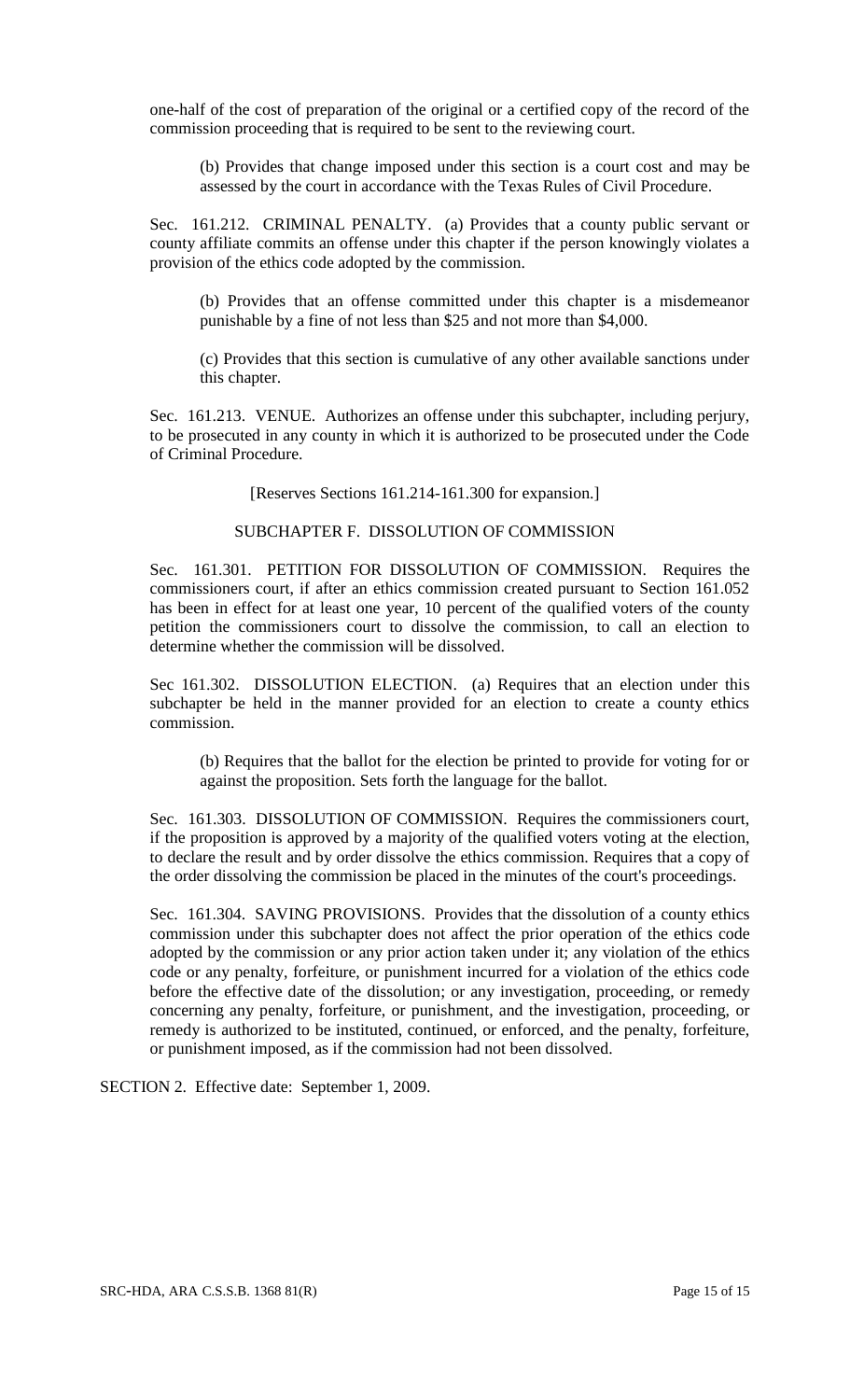one-half of the cost of preparation of the original or a certified copy of the record of the commission proceeding that is required to be sent to the reviewing court.

(b) Provides that change imposed under this section is a court cost and may be assessed by the court in accordance with the Texas Rules of Civil Procedure.

Sec. 161.212. CRIMINAL PENALTY. (a) Provides that a county public servant or county affiliate commits an offense under this chapter if the person knowingly violates a provision of the ethics code adopted by the commission.

(b) Provides that an offense committed under this chapter is a misdemeanor punishable by a fine of not less than $25 and not more than $4,000.

(c) Provides that this section is cumulative of any other available sanctions under this chapter.

Sec. 161.213. VENUE. Authorizes an offense under this subchapter, including perjury, to be prosecuted in any county in which it is authorized to be prosecuted under the Code of Criminal Procedure.

[Reserves Sections 161.214-161.300 for expansion.]

SUBCHAPTER F. DISSOLUTION OF COMMISSION

Sec. 161.301. PETITION FOR DISSOLUTION OF COMMISSION. Requires the commissioners court, if after an ethics commission created pursuant to Section 161.052 has been in effect for at least one year, 10 percent of the qualified voters of the county petition the commissioners court to dissolve the commission, to call an election to determine whether the commission will be dissolved.

Sec 161.302. DISSOLUTION ELECTION. (a) Requires that an election under this subchapter be held in the manner provided for an election to create a county ethics commission.

(b) Requires that the ballot for the election be printed to provide for voting for or against the proposition. Sets forth the language for the ballot.

Sec. 161.303. DISSOLUTION OF COMMISSION. Requires the commissioners court, if the proposition is approved by a majority of the qualified voters voting at the election, to declare the result and by order dissolve the ethics commission. Requires that a copy of the order dissolving the commission be placed in the minutes of the court's proceedings.

Sec. 161.304. SAVING PROVISIONS. Provides that the dissolution of a county ethics commission under this subchapter does not affect the prior operation of the ethics code adopted by the commission or any prior action taken under it; any violation of the ethics code or any penalty, forfeiture, or punishment incurred for a violation of the ethics code before the effective date of the dissolution; or any investigation, proceeding, or remedy concerning any penalty, forfeiture, or punishment, and the investigation, proceeding, or remedy is authorized to be instituted, continued, or enforced, and the penalty, forfeiture, or punishment imposed, as if the commission had not been dissolved.

SECTION 2. Effective date: September 1, 2009.